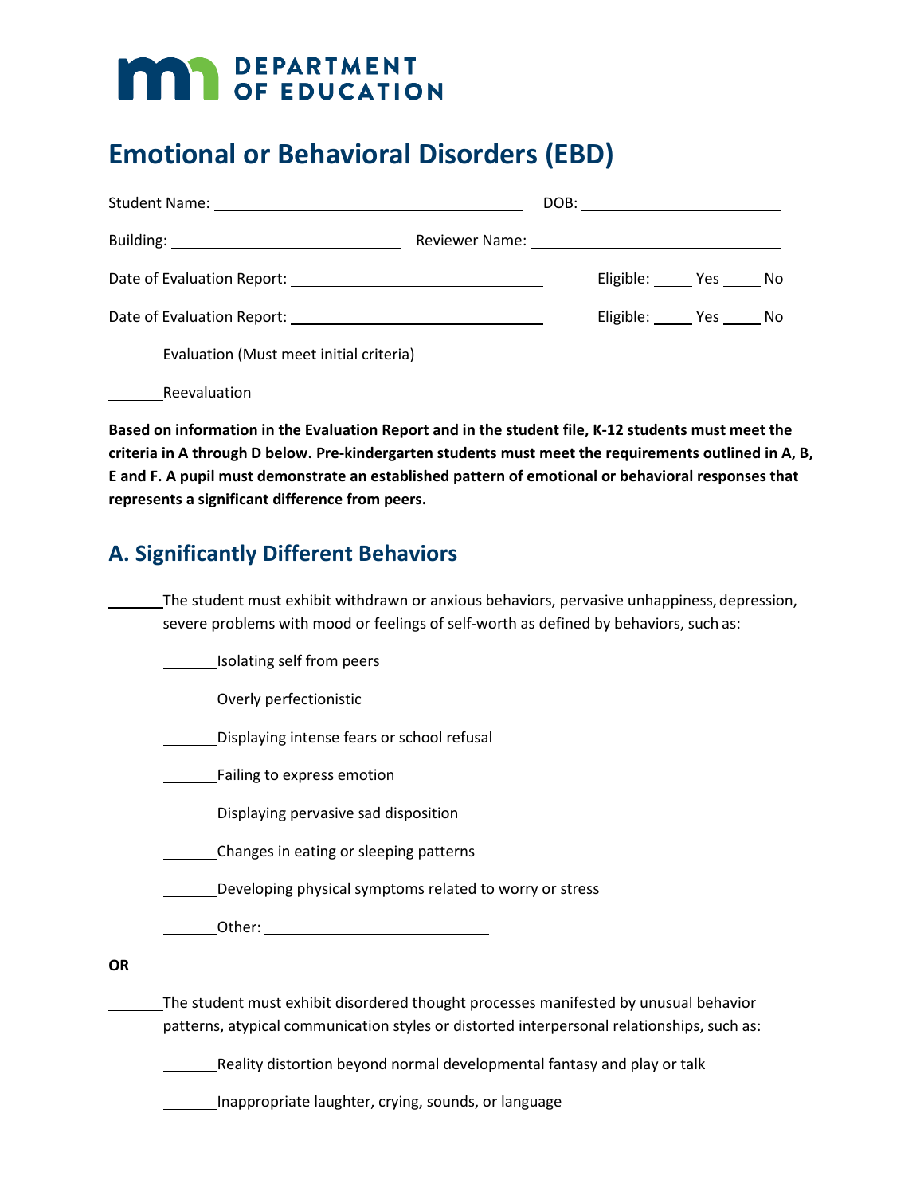MN DEPARTMENT OF EDUCATION

# Emotional or Behavioral Disorders (EBD)

Student Name: ____________________ DOB: ____________________

Building: ____________________ Reviewer Name: ____________________

Date of Evaluation Report: ____________________ Eligible: _____ Yes _____ No

Date of Evaluation Report: ____________________ Eligible: _____ Yes _____ No

_______ Evaluation (Must meet initial criteria)

_______ Reevaluation

**Based on information in the Evaluation Report and in the student file, K-12 students must meet the criteria in A through D below. Pre-kindergarten students must meet the requirements outlined in A, B, E and F. A pupil must demonstrate an established pattern of emotional or behavioral responses that represents a significant difference from peers.**

## A. Significantly Different Behaviors

_______ The student must exhibit withdrawn or anxious behaviors, pervasive unhappiness, depression, severe problems with mood or feelings of self-worth as defined by behaviors, such as:

- _______ Isolating self from peers
- _______ Overly perfectionistic
- _______ Displaying intense fears or school refusal
- _______ Failing to express emotion
- _______ Displaying pervasive sad disposition
- _______ Changes in eating or sleeping patterns
- _______ Developing physical symptoms related to worry or stress
- _______ Other: ____________________

**OR**

_______ The student must exhibit disordered thought processes manifested by unusual behavior patterns, atypical communication styles or distorted interpersonal relationships, such as:

- _______ Reality distortion beyond normal developmental fantasy and play or talk
- _______ Inappropriate laughter, crying, sounds, or language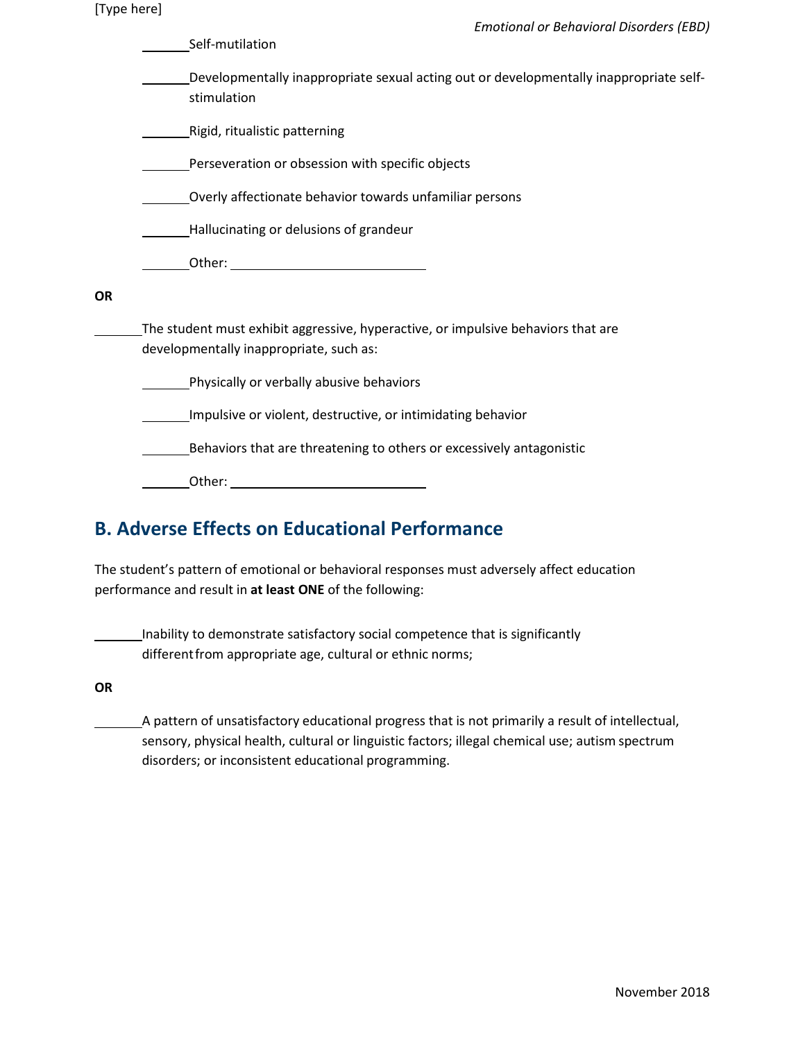_______ Self-mutilation

_______ Developmentally inappropriate sexual acting out or developmentally inappropriate self-stimulation

_______ Rigid, ritualistic patterning

_______ Perseveration or obsession with specific objects

_______ Overly affectionate behavior towards unfamiliar persons

_______ Hallucinating or delusions of grandeur

_______ Other: ___________________________

**OR**

_______ The student must exhibit aggressive, hyperactive, or impulsive behaviors that are developmentally inappropriate, such as:

_______ Physically or verbally abusive behaviors

_______ Impulsive or violent, destructive, or intimidating behavior

_______ Behaviors that are threatening to others or excessively antagonistic

_______ Other: ___________________________

## B. Adverse Effects on Educational Performance

The student's pattern of emotional or behavioral responses must adversely affect education performance and result in **at least ONE** of the following:

_______ Inability to demonstrate satisfactory social competence that is significantly different from appropriate age, cultural or ethnic norms;

**OR**

_______ A pattern of unsatisfactory educational progress that is not primarily a result of intellectual, sensory, physical health, cultural or linguistic factors; illegal chemical use; autism spectrum disorders; or inconsistent educational programming.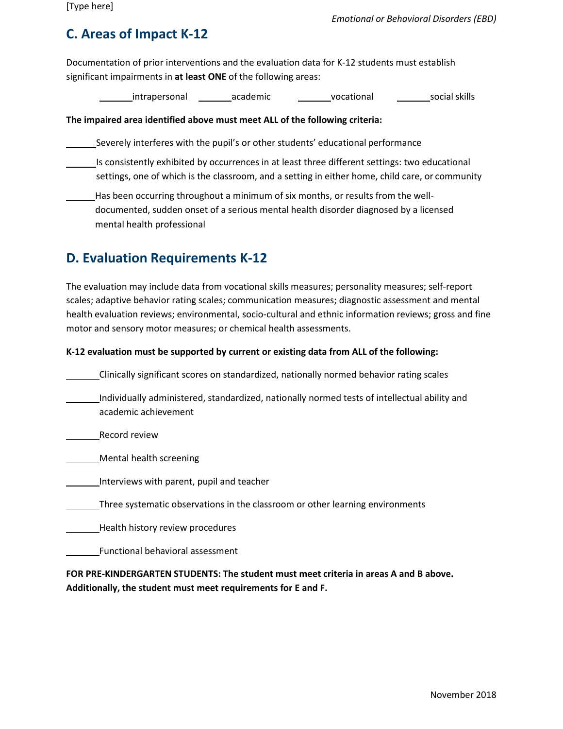## C. Areas of Impact K-12

Documentation of prior interventions and the evaluation data for K-12 students must establish significant impairments in **at least ONE** of the following areas:

_______intrapersonal _______academic _______vocational _______social skills

**The impaired area identified above must meet ALL of the following criteria:**

_______Severely interferes with the pupil's or other students' educational performance

_______Is consistently exhibited by occurrences in at least three different settings: two educational settings, one of which is the classroom, and a setting in either home, child care, or community

_______Has been occurring throughout a minimum of six months, or results from the well-documented, sudden onset of a serious mental health disorder diagnosed by a licensed mental health professional

## D. Evaluation Requirements K-12

The evaluation may include data from vocational skills measures; personality measures; self-report scales; adaptive behavior rating scales; communication measures; diagnostic assessment and mental health evaluation reviews; environmental, socio-cultural and ethnic information reviews; gross and fine motor and sensory motor measures; or chemical health assessments.

**K-12 evaluation must be supported by current or existing data from ALL of the following:**

_______Clinically significant scores on standardized, nationally normed behavior rating scales

_______Individually administered, standardized, nationally normed tests of intellectual ability and academic achievement

_______Record review

_______Mental health screening

_______Interviews with parent, pupil and teacher

_______Three systematic observations in the classroom or other learning environments

_______Health history review procedures

_______Functional behavioral assessment

**FOR PRE-KINDERGARTEN STUDENTS: The student must meet criteria in areas A and B above. Additionally, the student must meet requirements for E and F.**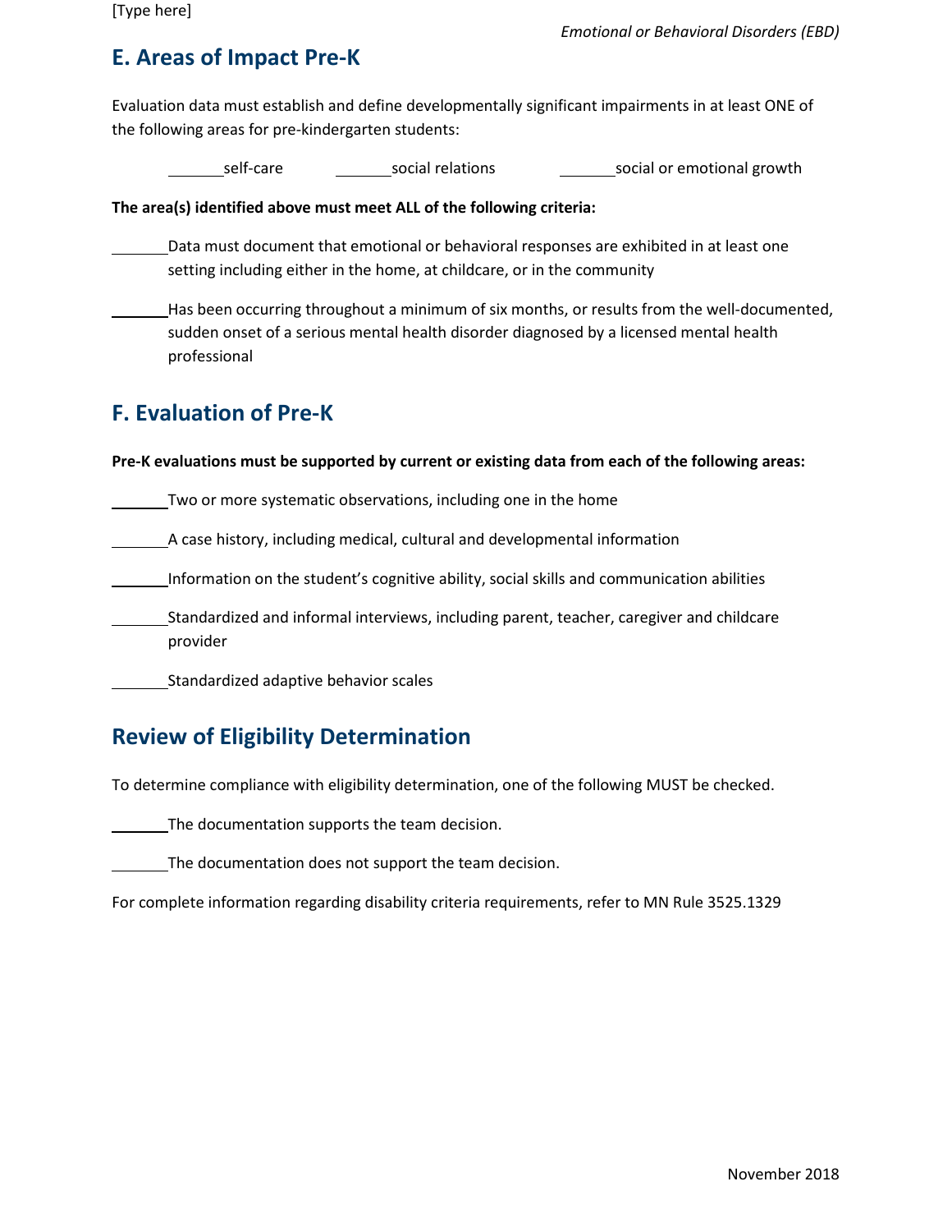## E. Areas of Impact Pre-K

Evaluation data must establish and define developmentally significant impairments in at least ONE of the following areas for pre-kindergarten students:

_______self-care _______social relations _______social or emotional growth

**The area(s) identified above must meet ALL of the following criteria:**

_______Data must document that emotional or behavioral responses are exhibited in at least one setting including either in the home, at childcare, or in the community

_______Has been occurring throughout a minimum of six months, or results from the well-documented, sudden onset of a serious mental health disorder diagnosed by a licensed mental health professional

## F. Evaluation of Pre-K

**Pre-K evaluations must be supported by current or existing data from each of the following areas:**

_______Two or more systematic observations, including one in the home

_______A case history, including medical, cultural and developmental information

_______Information on the student's cognitive ability, social skills and communication abilities

_______Standardized and informal interviews, including parent, teacher, caregiver and childcare provider

_______Standardized adaptive behavior scales

## Review of Eligibility Determination

To determine compliance with eligibility determination, one of the following MUST be checked.

_______The documentation supports the team decision.

_______The documentation does not support the team decision.

For complete information regarding disability criteria requirements, refer to MN Rule 3525.1329